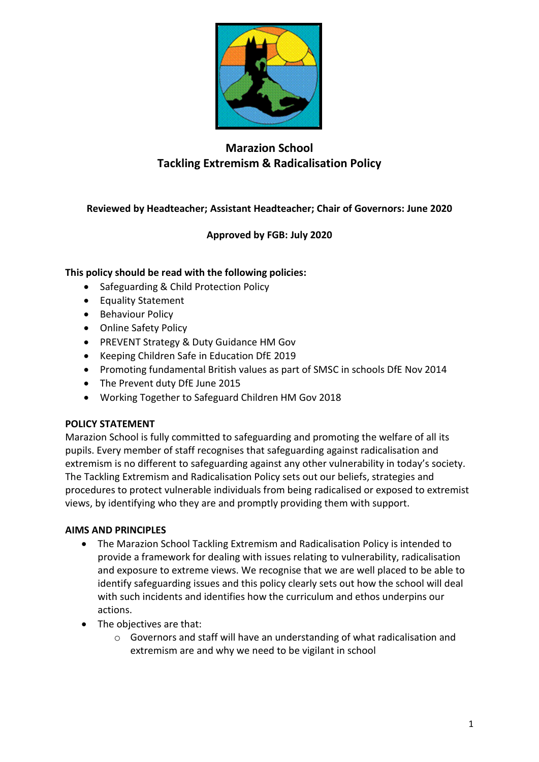# Marazion School
# Tackling Extremism & Radicalisation Policy

**Reviewed by Headteacher; Assistant Headteacher; Chair of Governors: June 2020**

**Approved by FGB: July 2020**

**This policy should be read with the following policies:**

- Safeguarding & Child Protection Policy
- Equality Statement
- Behaviour Policy
- Online Safety Policy
- PREVENT Strategy & Duty Guidance HM Gov
- Keeping Children Safe in Education DfE 2019
- Promoting fundamental British values as part of SMSC in schools DfE Nov 2014
- The Prevent duty DfE June 2015
- Working Together to Safeguard Children HM Gov 2018

## POLICY STATEMENT

Marazion School is fully committed to safeguarding and promoting the welfare of all its pupils. Every member of staff recognises that safeguarding against radicalisation and extremism is no different to safeguarding against any other vulnerability in today's society. The Tackling Extremism and Radicalisation Policy sets out our beliefs, strategies and procedures to protect vulnerable individuals from being radicalised or exposed to extremist views, by identifying who they are and promptly providing them with support.

## AIMS AND PRINCIPLES

- The Marazion School Tackling Extremism and Radicalisation Policy is intended to provide a framework for dealing with issues relating to vulnerability, radicalisation and exposure to extreme views. We recognise that we are well placed to be able to identify safeguarding issues and this policy clearly sets out how the school will deal with such incidents and identifies how the curriculum and ethos underpins our actions.
- The objectives are that:
  - Governors and staff will have an understanding of what radicalisation and extremism are and why we need to be vigilant in school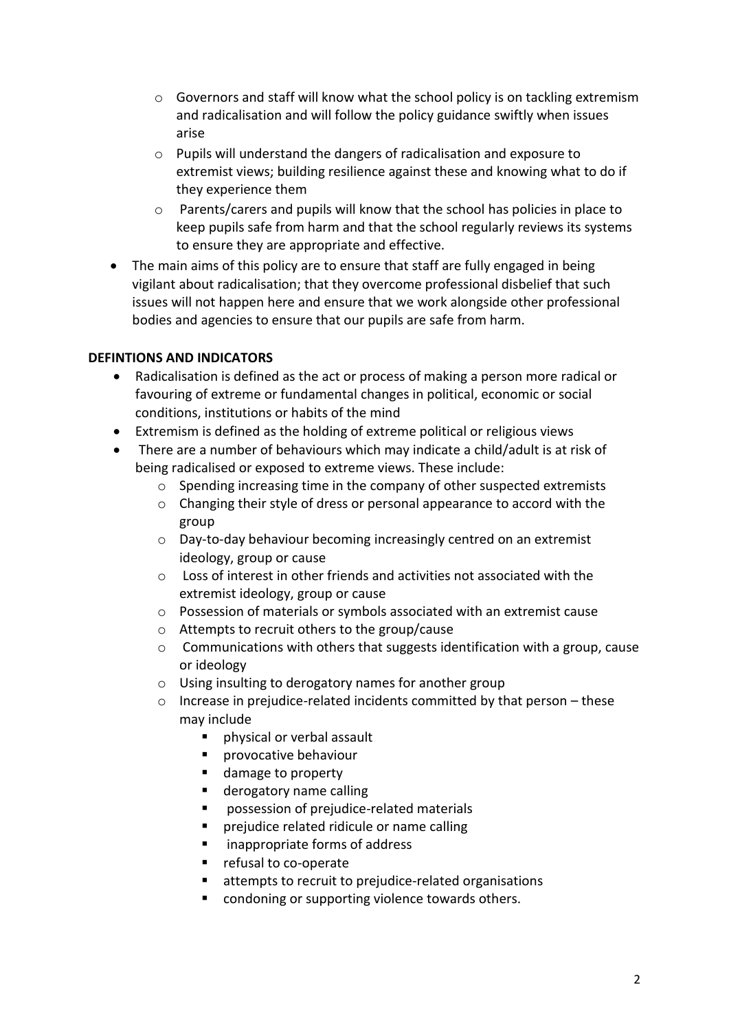- Governors and staff will know what the school policy is on tackling extremism and radicalisation and will follow the policy guidance swiftly when issues arise
  - Pupils will understand the dangers of radicalisation and exposure to extremist views; building resilience against these and knowing what to do if they experience them
  - Parents/carers and pupils will know that the school has policies in place to keep pupils safe from harm and that the school regularly reviews its systems to ensure they are appropriate and effective.
- The main aims of this policy are to ensure that staff are fully engaged in being vigilant about radicalisation; that they overcome professional disbelief that such issues will not happen here and ensure that we work alongside other professional bodies and agencies to ensure that our pupils are safe from harm.

**DEFINTIONS AND INDICATORS**

- Radicalisation is defined as the act or process of making a person more radical or favouring of extreme or fundamental changes in political, economic or social conditions, institutions or habits of the mind
- Extremism is defined as the holding of extreme political or religious views
- There are a number of behaviours which may indicate a child/adult is at risk of being radicalised or exposed to extreme views. These include:
  - Spending increasing time in the company of other suspected extremists
  - Changing their style of dress or personal appearance to accord with the group
  - Day-to-day behaviour becoming increasingly centred on an extremist ideology, group or cause
  - Loss of interest in other friends and activities not associated with the extremist ideology, group or cause
  - Possession of materials or symbols associated with an extremist cause
  - Attempts to recruit others to the group/cause
  - Communications with others that suggests identification with a group, cause or ideology
  - Using insulting to derogatory names for another group
  - Increase in prejudice-related incidents committed by that person – these may include
    - physical or verbal assault
    - provocative behaviour
    - damage to property
    - derogatory name calling
    - possession of prejudice-related materials
    - prejudice related ridicule or name calling
    - inappropriate forms of address
    - refusal to co-operate
    - attempts to recruit to prejudice-related organisations
    - condoning or supporting violence towards others.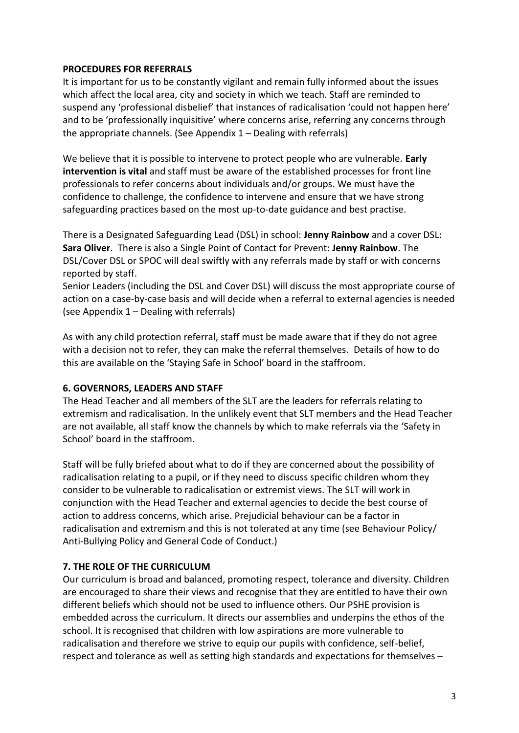## PROCEDURES FOR REFERRALS

It is important for us to be constantly vigilant and remain fully informed about the issues which affect the local area, city and society in which we teach. Staff are reminded to suspend any 'professional disbelief' that instances of radicalisation 'could not happen here' and to be 'professionally inquisitive' where concerns arise, referring any concerns through the appropriate channels. (See Appendix 1 – Dealing with referrals)

We believe that it is possible to intervene to protect people who are vulnerable. **Early intervention is vital** and staff must be aware of the established processes for front line professionals to refer concerns about individuals and/or groups. We must have the confidence to challenge, the confidence to intervene and ensure that we have strong safeguarding practices based on the most up-to-date guidance and best practise.

There is a Designated Safeguarding Lead (DSL) in school: **Jenny Rainbow** and a cover DSL: **Sara Oliver**. There is also a Single Point of Contact for Prevent: **Jenny Rainbow**. The DSL/Cover DSL or SPOC will deal swiftly with any referrals made by staff or with concerns reported by staff.

Senior Leaders (including the DSL and Cover DSL) will discuss the most appropriate course of action on a case-by-case basis and will decide when a referral to external agencies is needed (see Appendix 1 – Dealing with referrals)

As with any child protection referral, staff must be made aware that if they do not agree with a decision not to refer, they can make the referral themselves. Details of how to do this are available on the 'Staying Safe in School' board in the staffroom.

## 6. GOVERNORS, LEADERS AND STAFF

The Head Teacher and all members of the SLT are the leaders for referrals relating to extremism and radicalisation. In the unlikely event that SLT members and the Head Teacher are not available, all staff know the channels by which to make referrals via the 'Safety in School' board in the staffroom.

Staff will be fully briefed about what to do if they are concerned about the possibility of radicalisation relating to a pupil, or if they need to discuss specific children whom they consider to be vulnerable to radicalisation or extremist views. The SLT will work in conjunction with the Head Teacher and external agencies to decide the best course of action to address concerns, which arise. Prejudicial behaviour can be a factor in radicalisation and extremism and this is not tolerated at any time (see Behaviour Policy/ Anti-Bullying Policy and General Code of Conduct.)

## 7. THE ROLE OF THE CURRICULUM

Our curriculum is broad and balanced, promoting respect, tolerance and diversity. Children are encouraged to share their views and recognise that they are entitled to have their own different beliefs which should not be used to influence others. Our PSHE provision is embedded across the curriculum. It directs our assemblies and underpins the ethos of the school. It is recognised that children with low aspirations are more vulnerable to radicalisation and therefore we strive to equip our pupils with confidence, self-belief, respect and tolerance as well as setting high standards and expectations for themselves –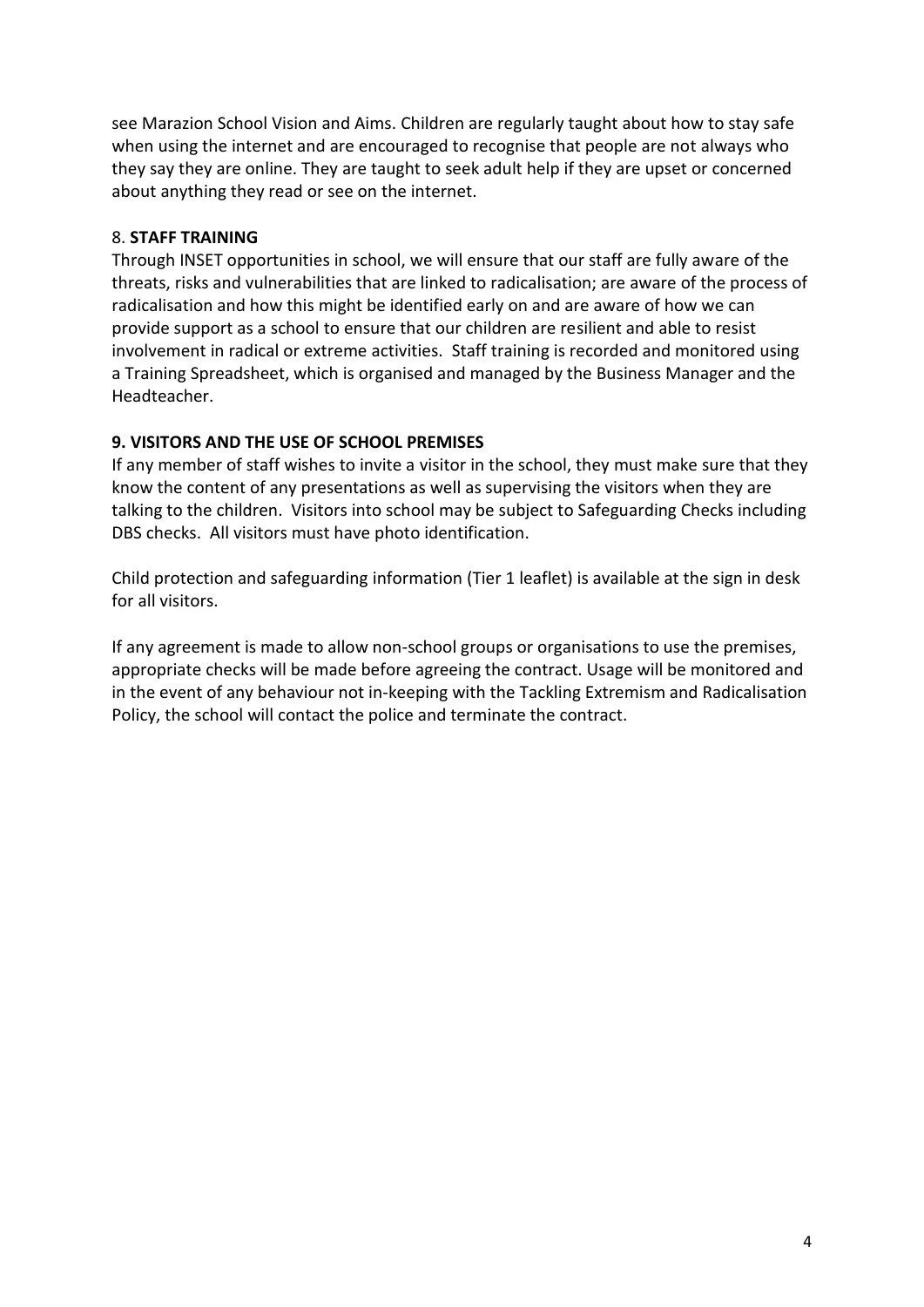see Marazion School Vision and Aims. Children are regularly taught about how to stay safe when using the internet and are encouraged to recognise that people are not always who they say they are online. They are taught to seek adult help if they are upset or concerned about anything they read or see on the internet.

## 8. **STAFF TRAINING**

Through INSET opportunities in school, we will ensure that our staff are fully aware of the threats, risks and vulnerabilities that are linked to radicalisation; are aware of the process of radicalisation and how this might be identified early on and are aware of how we can provide support as a school to ensure that our children are resilient and able to resist involvement in radical or extreme activities. Staff training is recorded and monitored using a Training Spreadsheet, which is organised and managed by the Business Manager and the Headteacher.

## **9. VISITORS AND THE USE OF SCHOOL PREMISES**

If any member of staff wishes to invite a visitor in the school, they must make sure that they know the content of any presentations as well as supervising the visitors when they are talking to the children. Visitors into school may be subject to Safeguarding Checks including DBS checks. All visitors must have photo identification.

Child protection and safeguarding information (Tier 1 leaflet) is available at the sign in desk for all visitors.

If any agreement is made to allow non-school groups or organisations to use the premises, appropriate checks will be made before agreeing the contract. Usage will be monitored and in the event of any behaviour not in-keeping with the Tackling Extremism and Radicalisation Policy, the school will contact the police and terminate the contract.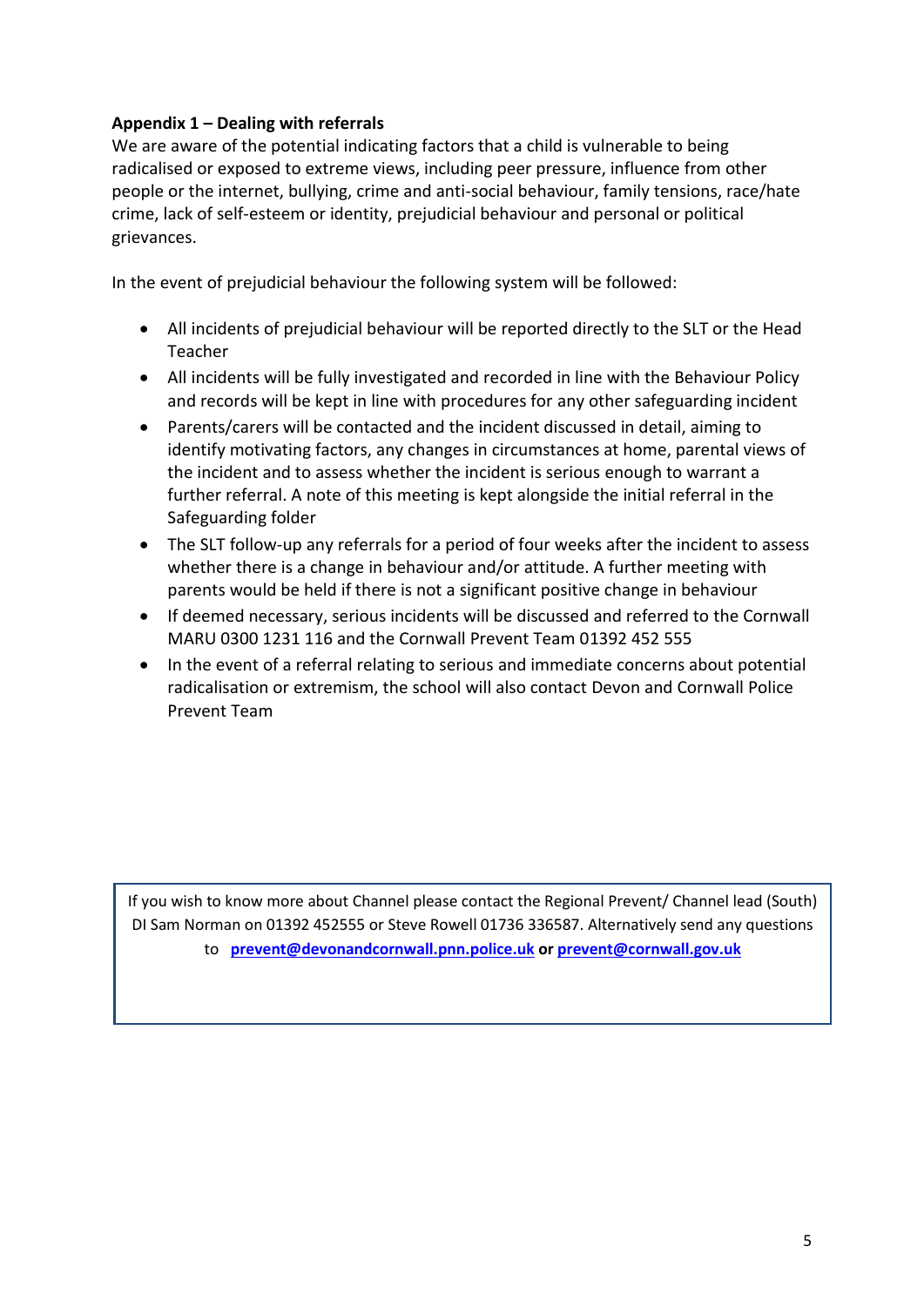**Appendix 1 – Dealing with referrals**

We are aware of the potential indicating factors that a child is vulnerable to being radicalised or exposed to extreme views, including peer pressure, influence from other people or the internet, bullying, crime and anti-social behaviour, family tensions, race/hate crime, lack of self-esteem or identity, prejudicial behaviour and personal or political grievances.

In the event of prejudicial behaviour the following system will be followed:

- All incidents of prejudicial behaviour will be reported directly to the SLT or the Head Teacher
- All incidents will be fully investigated and recorded in line with the Behaviour Policy and records will be kept in line with procedures for any other safeguarding incident
- Parents/carers will be contacted and the incident discussed in detail, aiming to identify motivating factors, any changes in circumstances at home, parental views of the incident and to assess whether the incident is serious enough to warrant a further referral. A note of this meeting is kept alongside the initial referral in the Safeguarding folder
- The SLT follow-up any referrals for a period of four weeks after the incident to assess whether there is a change in behaviour and/or attitude. A further meeting with parents would be held if there is not a significant positive change in behaviour
- If deemed necessary, serious incidents will be discussed and referred to the Cornwall MARU 0300 1231 116 and the Cornwall Prevent Team 01392 452 555
- In the event of a referral relating to serious and immediate concerns about potential radicalisation or extremism, the school will also contact Devon and Cornwall Police Prevent Team

If you wish to know more about Channel please contact the Regional Prevent/ Channel lead (South) DI Sam Norman on 01392 452555 or Steve Rowell 01736 336587. Alternatively send any questions to **prevent@devonandcornwall.pnn.police.uk** **or** **prevent@cornwall.gov.uk**